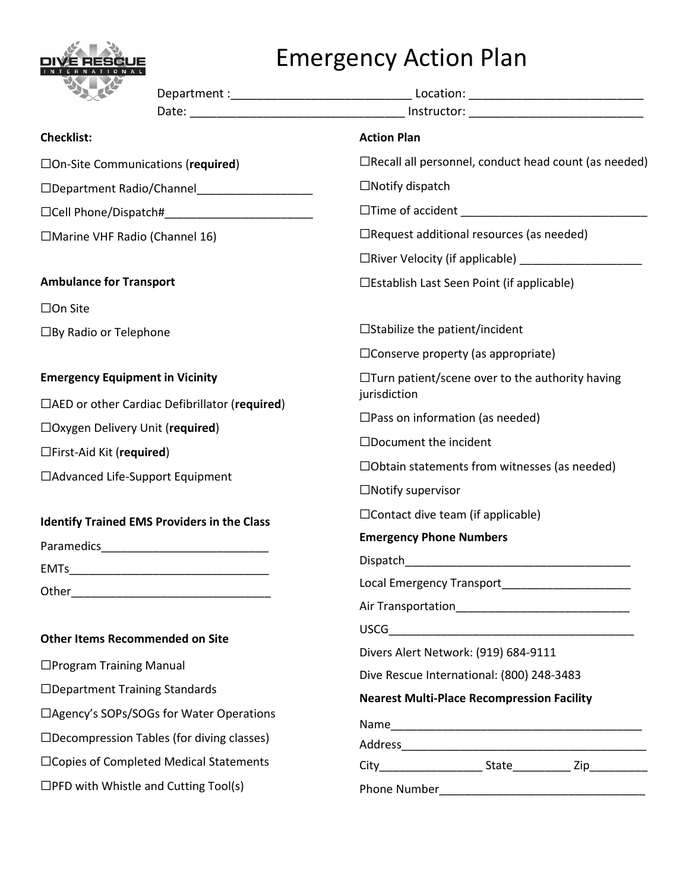# Emergency Action Plan

Department :___________________________ Location: __________________________

Date: _______________________________ Instructor: __________________________

**Checklist:**

☐On-Site Communications (**required**)

☐Department Radio/Channel__________________

☐Cell Phone/Dispatch#_______________________

☐Marine VHF Radio (Channel 16)

**Ambulance for Transport**

☐On Site

☐By Radio or Telephone

**Emergency Equipment in Vicinity**

☐AED or other Cardiac Defibrillator (**required**)

☐Oxygen Delivery Unit (**required**)

☐First-Aid Kit (**required**)

☐Advanced Life-Support Equipment

**Identify Trained EMS Providers in the Class**

Paramedics__________________________

EMTs_______________________________

Other_______________________________

**Other Items Recommended on Site**

☐Program Training Manual

☐Department Training Standards

☐Agency's SOPs/SOGs for Water Operations

☐Decompression Tables (for diving classes)

☐Copies of Completed Medical Statements

☐PFD with Whistle and Cutting Tool(s)

**Action Plan**

☐Recall all personnel, conduct head count (as needed)

☐Notify dispatch

☐Time of accident ____________________________

☐Request additional resources (as needed)

☐River Velocity (if applicable) ___________________

☐Establish Last Seen Point (if applicable)

☐Stabilize the patient/incident

☐Conserve property (as appropriate)

☐Turn patient/scene over to the authority having jurisdiction

☐Pass on information (as needed)

☐Document the incident

☐Obtain statements from witnesses (as needed)

☐Notify supervisor

☐Contact dive team (if applicable)

**Emergency Phone Numbers**

Dispatch____________________________________

Local Emergency Transport____________________

Air Transportation___________________________

USCG_______________________________________

Divers Alert Network: (919) 684-9111

Dive Rescue International: (800) 248-3483

**Nearest Multi-Place Recompression Facility**

Name________________________________________

Address______________________________________

City________________ State_________ Zip_________

Phone Number________________________________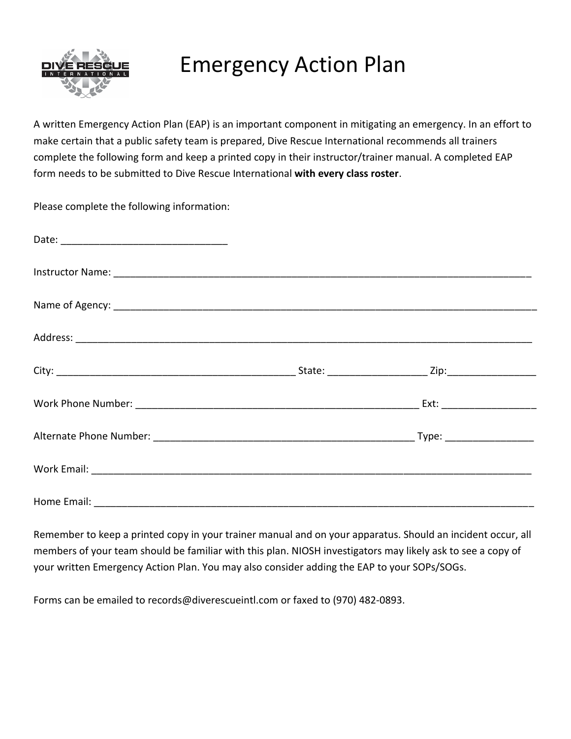# Emergency Action Plan

A written Emergency Action Plan (EAP) is an important component in mitigating an emergency. In an effort to make certain that a public safety team is prepared, Dive Rescue International recommends all trainers complete the following form and keep a printed copy in their instructor/trainer manual. A completed EAP form needs to be submitted to Dive Rescue International **with every class roster**.

Please complete the following information:

Date: ______________________________

Instructor Name: ______________________________________________________________________________

Name of Agency: _______________________________________________________________________________

Address: _____________________________________________________________________________________

City: ____________________________________________ State: __________________ Zip:________________

Work Phone Number: ____________________________________________________ Ext: _________________

Alternate Phone Number: ________________________________________________ Type: ________________

Work Email: __________________________________________________________________________________

Home Email: __________________________________________________________________________________

Remember to keep a printed copy in your trainer manual and on your apparatus. Should an incident occur, all members of your team should be familiar with this plan. NIOSH investigators may likely ask to see a copy of your written Emergency Action Plan. You may also consider adding the EAP to your SOPs/SOGs.

Forms can be emailed to records@diverescueintl.com or faxed to (970) 482-0893.